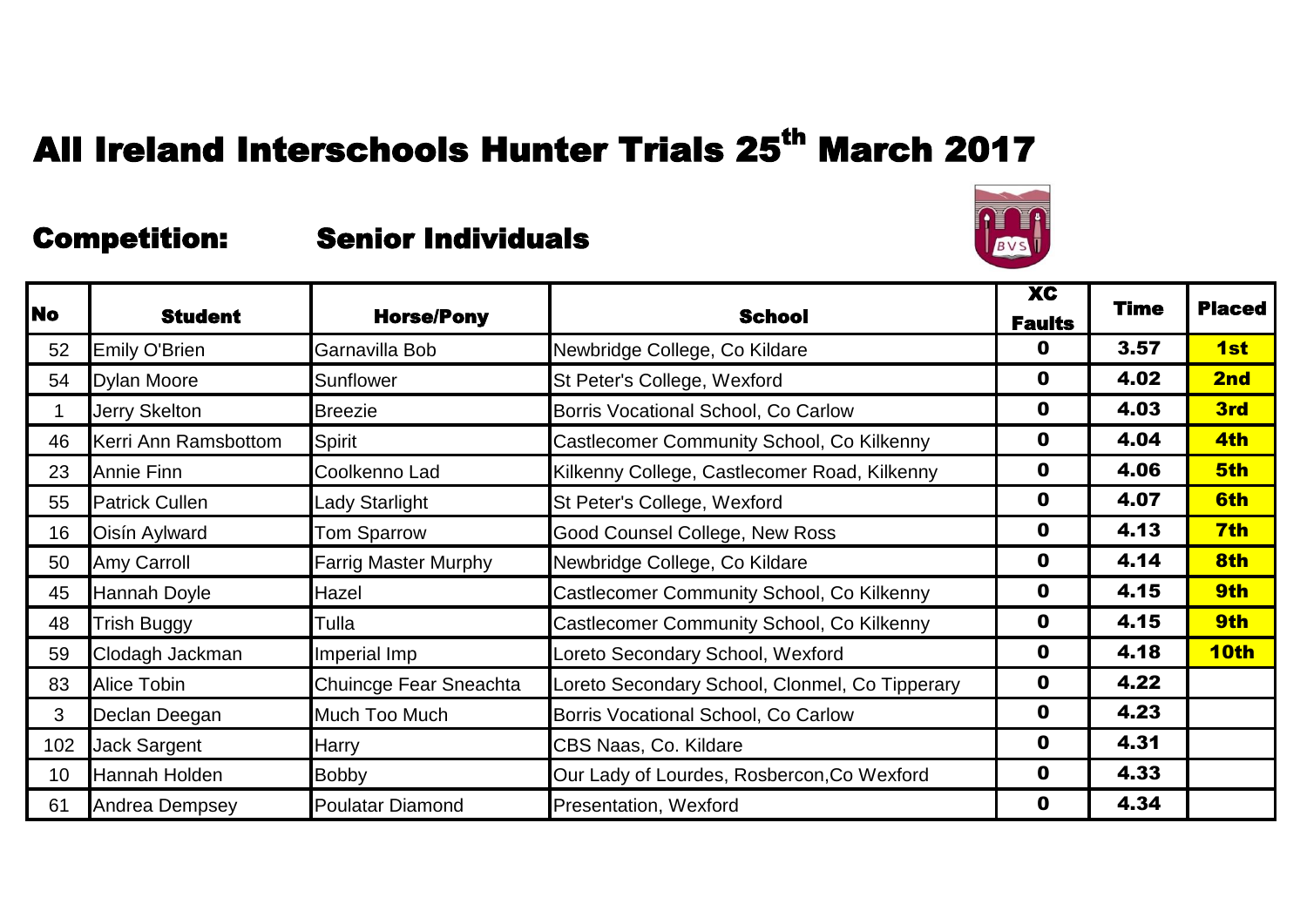# All Ireland Interschools Hunter Trials 25th March 2017

## Competition: Senior Individuals

| No | Student | Horse/Pony | School | XC Faults | Time | Placed |
|---|---|---|---|---|---|---|
| 52 | Emily O'Brien | Garnavilla Bob | Newbridge College, Co Kildare | 0 | 3.57 | 1st |
| 54 | Dylan Moore | Sunflower | St Peter's College, Wexford | 0 | 4.02 | 2nd |
| 1 | Jerry Skelton | Breezie | Borris Vocational School, Co Carlow | 0 | 4.03 | 3rd |
| 46 | Kerri Ann Ramsbottom | Spirit | Castlecomer Community School, Co Kilkenny | 0 | 4.04 | 4th |
| 23 | Annie Finn | Coolkenno Lad | Kilkenny College, Castlecomer Road, Kilkenny | 0 | 4.06 | 5th |
| 55 | Patrick Cullen | Lady Starlight | St Peter's College, Wexford | 0 | 4.07 | 6th |
| 16 | Oisín Aylward | Tom Sparrow | Good Counsel College, New Ross | 0 | 4.13 | 7th |
| 50 | Amy Carroll | Farrig Master Murphy | Newbridge College, Co Kildare | 0 | 4.14 | 8th |
| 45 | Hannah Doyle | Hazel | Castlecomer Community School, Co Kilkenny | 0 | 4.15 | 9th |
| 48 | Trish Buggy | Tulla | Castlecomer Community School, Co Kilkenny | 0 | 4.15 | 9th |
| 59 | Clodagh Jackman | Imperial Imp | Loreto Secondary School, Wexford | 0 | 4.18 | 10th |
| 83 | Alice Tobin | Chuincge Fear Sneachta | Loreto Secondary School, Clonmel, Co Tipperary | 0 | 4.22 | |
| 3 | Declan Deegan | Much Too Much | Borris Vocational School, Co Carlow | 0 | 4.23 | |
| 102 | Jack Sargent | Harry | CBS Naas, Co. Kildare | 0 | 4.31 | |
| 10 | Hannah Holden | Bobby | Our Lady of Lourdes, Rosbercon,Co Wexford | 0 | 4.33 | |
| 61 | Andrea Dempsey | Poulatar Diamond | Presentation, Wexford | 0 | 4.34 | |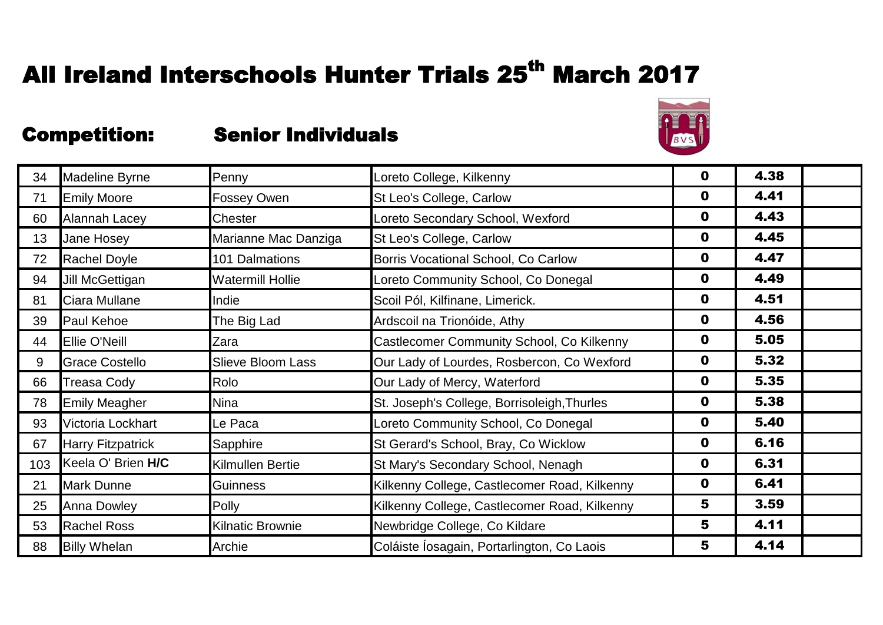# All Ireland Interschools Hunter Trials 25th March 2017

## Competition: Senior Individuals

| | | | | | | |
|---|---|---|---|---|---|---|
| 34 | Madeline Byrne | Penny | Loreto College, Kilkenny | **0** | **4.38** | |
| 71 | Emily Moore | Fossey Owen | St Leo's College, Carlow | **0** | **4.41** | |
| 60 | Alannah Lacey | Chester | Loreto Secondary School, Wexford | **0** | **4.43** | |
| 13 | Jane Hosey | Marianne Mac Danziga | St Leo's College, Carlow | **0** | **4.45** | |
| 72 | Rachel Doyle | 101 Dalmations | Borris Vocational School, Co Carlow | **0** | **4.47** | |
| 94 | Jill McGettigan | Watermill Hollie | Loreto Community School, Co Donegal | **0** | **4.49** | |
| 81 | Ciara Mullane | Indie | Scoil Pól, Kilfinane, Limerick. | **0** | **4.51** | |
| 39 | Paul Kehoe | The Big Lad | Ardscoil na Trionóide, Athy | **0** | **4.56** | |
| 44 | Ellie O'Neill | Zara | Castlecomer Community School, Co Kilkenny | **0** | **5.05** | |
| 9 | Grace Costello | Slieve Bloom Lass | Our Lady of Lourdes, Rosbercon, Co Wexford | **0** | **5.32** | |
| 66 | Treasa Cody | Rolo | Our Lady of Mercy, Waterford | **0** | **5.35** | |
| 78 | Emily Meagher | Nina | St. Joseph's College, Borrisoleigh,Thurles | **0** | **5.38** | |
| 93 | Victoria Lockhart | Le Paca | Loreto Community School, Co Donegal | **0** | **5.40** | |
| 67 | Harry Fitzpatrick | Sapphire | St Gerard's School, Bray, Co Wicklow | **0** | **6.16** | |
| 103 | Keela O' Brien **H/C** | Kilmullen Bertie | St Mary's Secondary School, Nenagh | **0** | **6.31** | |
| 21 | Mark Dunne | Guinness | Kilkenny College, Castlecomer Road, Kilkenny | **0** | **6.41** | |
| 25 | Anna Dowley | Polly | Kilkenny College, Castlecomer Road, Kilkenny | **5** | **3.59** | |
| 53 | Rachel Ross | Kilnatic Brownie | Newbridge College, Co Kildare | **5** | **4.11** | |
| 88 | Billy Whelan | Archie | Coláiste Íosagain, Portarlington, Co Laois | **5** | **4.14** | |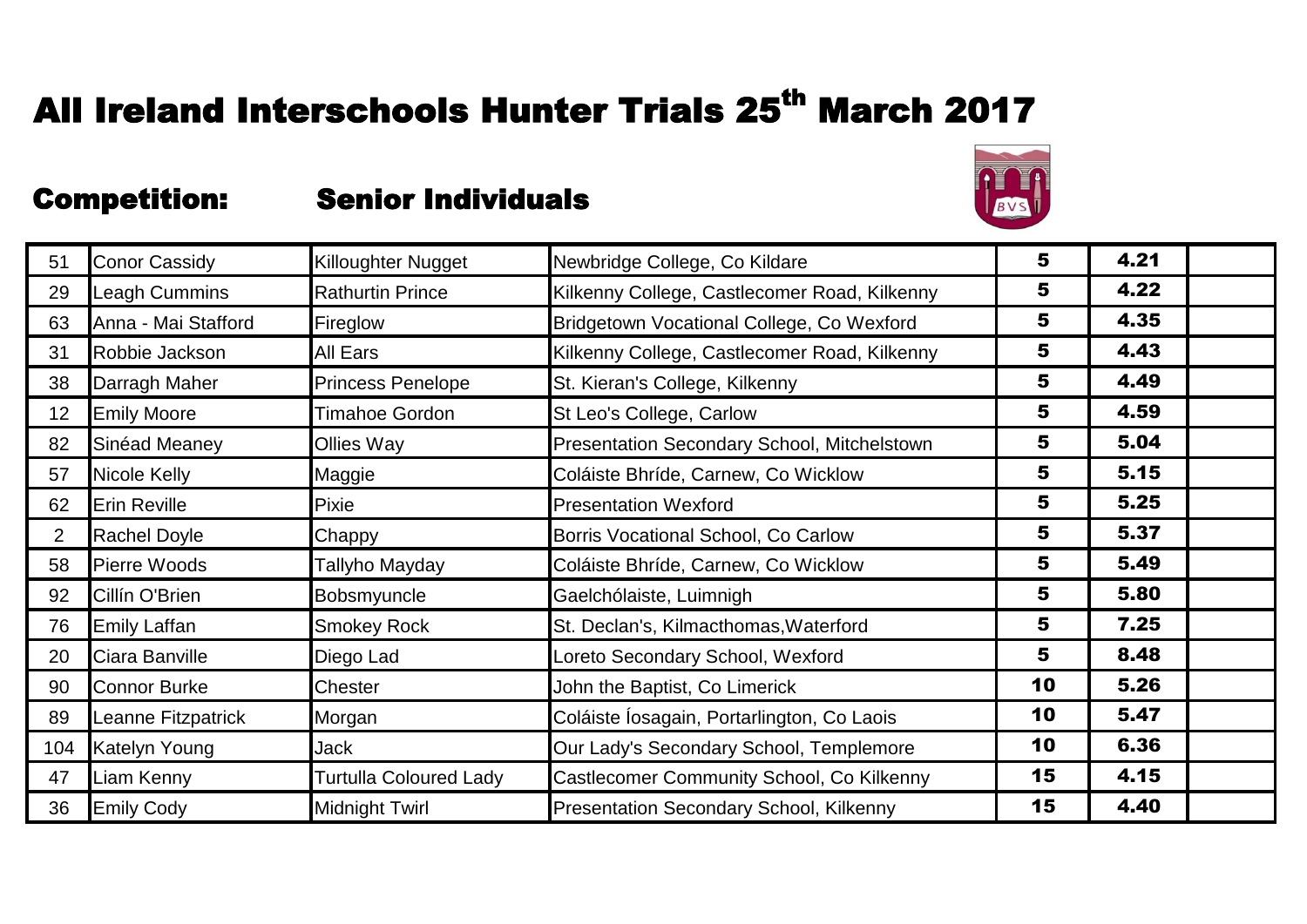# All Ireland Interschools Hunter Trials 25th March 2017

## Competition: Senior Individuals

| | | | | | | |
|---|---|---|---|---|---|---|
| 51 | Conor Cassidy | Killoughter Nugget | Newbridge College, Co Kildare | 5 | 4.21 | |
| 29 | Leagh Cummins | Rathurtin Prince | Kilkenny College, Castlecomer Road, Kilkenny | 5 | 4.22 | |
| 63 | Anna - Mai Stafford | Fireglow | Bridgetown Vocational College, Co Wexford | 5 | 4.35 | |
| 31 | Robbie Jackson | All Ears | Kilkenny College, Castlecomer Road, Kilkenny | 5 | 4.43 | |
| 38 | Darragh Maher | Princess Penelope | St. Kieran's College, Kilkenny | 5 | 4.49 | |
| 12 | Emily Moore | Timahoe Gordon | St Leo's College, Carlow | 5 | 4.59 | |
| 82 | Sinéad Meaney | Ollies Way | Presentation Secondary School, Mitchelstown | 5 | 5.04 | |
| 57 | Nicole Kelly | Maggie | Coláiste Bhríde, Carnew, Co Wicklow | 5 | 5.15 | |
| 62 | Erin Reville | Pixie | Presentation Wexford | 5 | 5.25 | |
| 2 | Rachel Doyle | Chappy | Borris Vocational School, Co Carlow | 5 | 5.37 | |
| 58 | Pierre Woods | Tallyho Mayday | Coláiste Bhríde, Carnew, Co Wicklow | 5 | 5.49 | |
| 92 | Cillín O'Brien | Bobsmyuncle | Gaelchólaiste, Luimnigh | 5 | 5.80 | |
| 76 | Emily Laffan | Smokey Rock | St. Declan's, Kilmacthomas,Waterford | 5 | 7.25 | |
| 20 | Ciara Banville | Diego Lad | Loreto Secondary School, Wexford | 5 | 8.48 | |
| 90 | Connor Burke | Chester | John the Baptist, Co Limerick | 10 | 5.26 | |
| 89 | Leanne Fitzpatrick | Morgan | Coláiste Íosagain, Portarlington, Co Laois | 10 | 5.47 | |
| 104 | Katelyn Young | Jack | Our Lady's Secondary School, Templemore | 10 | 6.36 | |
| 47 | Liam Kenny | Turtulla Coloured Lady | Castlecomer Community School, Co Kilkenny | 15 | 4.15 | |
| 36 | Emily Cody | Midnight Twirl | Presentation Secondary School, Kilkenny | 15 | 4.40 | |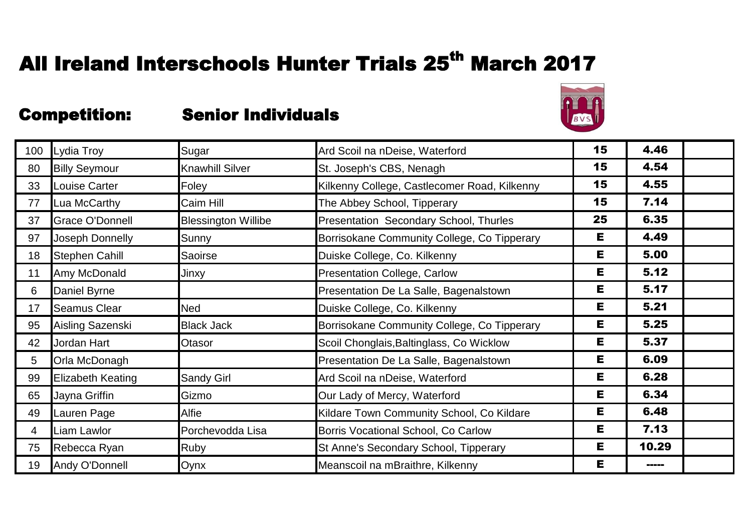# All Ireland Interschools Hunter Trials 25th March 2017

## Competition: Senior Individuals

| | | | | | | |
|---|---|---|---|---|---|---|
| 100 | Lydia Troy | Sugar | Ard Scoil na nDeise, Waterford | **15** | **4.46** | |
| 80 | Billy Seymour | Knawhill Silver | St. Joseph's CBS, Nenagh | **15** | **4.54** | |
| 33 | Louise Carter | Foley | Kilkenny College, Castlecomer Road, Kilkenny | **15** | **4.55** | |
| 77 | Lua McCarthy | Caim Hill | The Abbey School, Tipperary | **15** | **7.14** | |
| 37 | Grace O'Donnell | Blessington Willibe | Presentation Secondary School, Thurles | **25** | **6.35** | |
| 97 | Joseph Donnelly | Sunny | Borrisokane Community College, Co Tipperary | **E** | **4.49** | |
| 18 | Stephen Cahill | Saoirse | Duiske College, Co. Kilkenny | **E** | **5.00** | |
| 11 | Amy McDonald | Jinxy | Presentation College, Carlow | **E** | **5.12** | |
| 6 | Daniel Byrne | | Presentation De La Salle, Bagenalstown | **E** | **5.17** | |
| 17 | Seamus Clear | Ned | Duiske College, Co. Kilkenny | **E** | **5.21** | |
| 95 | Aisling Sazenski | Black Jack | Borrisokane Community College, Co Tipperary | **E** | **5.25** | |
| 42 | Jordan Hart | Otasor | Scoil Chonglais,Baltinglass, Co Wicklow | **E** | **5.37** | |
| 5 | Orla McDonagh | | Presentation De La Salle, Bagenalstown | **E** | **6.09** | |
| 99 | Elizabeth Keating | Sandy Girl | Ard Scoil na nDeise, Waterford | **E** | **6.28** | |
| 65 | Jayna Griffin | Gizmo | Our Lady of Mercy, Waterford | **E** | **6.34** | |
| 49 | Lauren Page | Alfie | Kildare Town Community School, Co Kildare | **E** | **6.48** | |
| 4 | Liam Lawlor | Porchevodda Lisa | Borris Vocational School, Co Carlow | **E** | **7.13** | |
| 75 | Rebecca Ryan | Ruby | St Anne's Secondary School, Tipperary | **E** | **10.29** | |
| 19 | Andy O'Donnell | Oynx | Meanscoil na mBraithre, Kilkenny | **E** | **-----** | |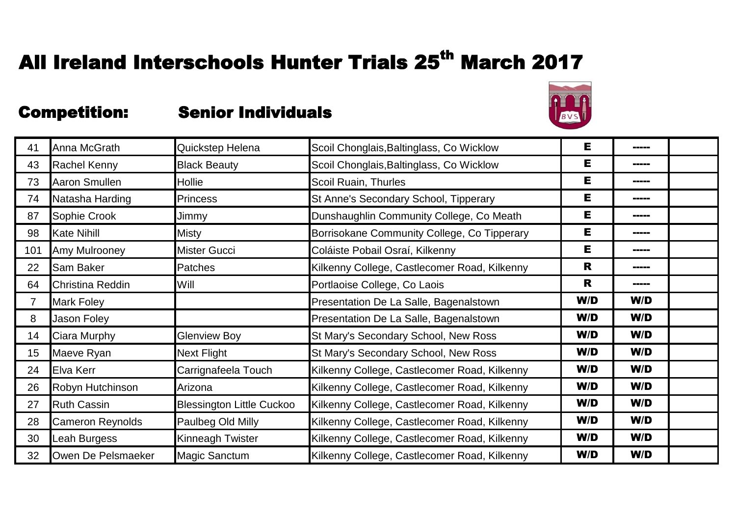# All Ireland Interschools Hunter Trials 25th March 2017

## Competition: Senior Individuals

| | | | | | | |
|---|---|---|---|---|---|---|
| 41 | Anna McGrath | Quickstep Helena | Scoil Chonglais,Baltinglass, Co Wicklow | E | ----- | |
| 43 | Rachel Kenny | Black Beauty | Scoil Chonglais,Baltinglass, Co Wicklow | E | ----- | |
| 73 | Aaron Smullen | Hollie | Scoil Ruain, Thurles | E | ----- | |
| 74 | Natasha Harding | Princess | St Anne's Secondary School, Tipperary | E | ----- | |
| 87 | Sophie Crook | Jimmy | Dunshaughlin Community College, Co Meath | E | ----- | |
| 98 | Kate Nihill | Misty | Borrisokane Community College, Co Tipperary | E | ----- | |
| 101 | Amy Mulrooney | Mister Gucci | Coláiste Pobail Osraí, Kilkenny | E | ----- | |
| 22 | Sam Baker | Patches | Kilkenny College, Castlecomer Road, Kilkenny | R | ----- | |
| 64 | Christina Reddin | Will | Portlaoise College, Co Laois | R | ----- | |
| 7 | Mark Foley | | Presentation De La Salle, Bagenalstown | W/D | W/D | |
| 8 | Jason Foley | | Presentation De La Salle, Bagenalstown | W/D | W/D | |
| 14 | Ciara Murphy | Glenview Boy | St Mary's Secondary School, New Ross | W/D | W/D | |
| 15 | Maeve Ryan | Next Flight | St Mary's Secondary School, New Ross | W/D | W/D | |
| 24 | Elva Kerr | Carrignafeela Touch | Kilkenny College, Castlecomer Road, Kilkenny | W/D | W/D | |
| 26 | Robyn Hutchinson | Arizona | Kilkenny College, Castlecomer Road, Kilkenny | W/D | W/D | |
| 27 | Ruth Cassin | Blessington Little Cuckoo | Kilkenny College, Castlecomer Road, Kilkenny | W/D | W/D | |
| 28 | Cameron Reynolds | Paulbeg Old Milly | Kilkenny College, Castlecomer Road, Kilkenny | W/D | W/D | |
| 30 | Leah Burgess | Kinneagh Twister | Kilkenny College, Castlecomer Road, Kilkenny | W/D | W/D | |
| 32 | Owen De Pelsmaeker | Magic Sanctum | Kilkenny College, Castlecomer Road, Kilkenny | W/D | W/D | |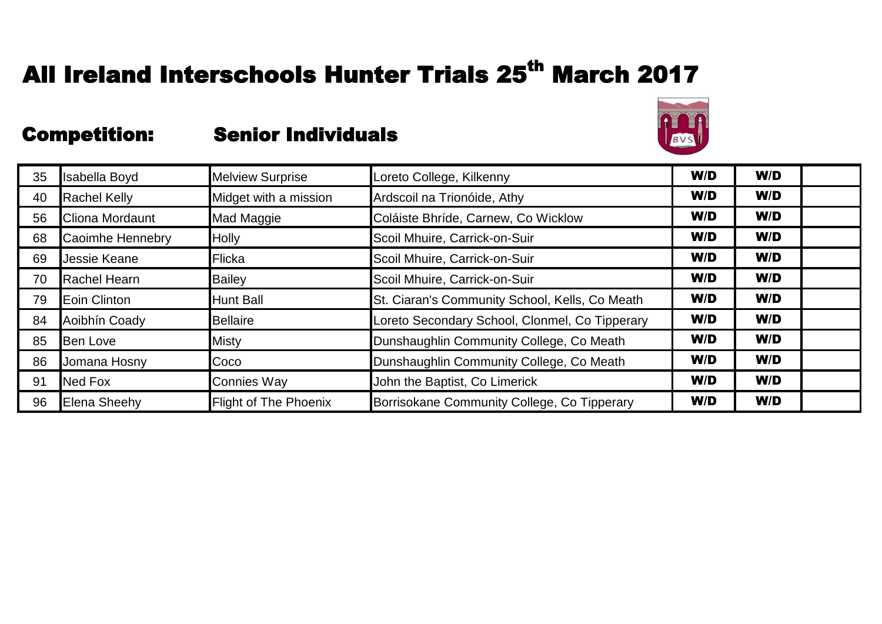# All Ireland Interschools Hunter Trials 25th March 2017

## Competition: Senior Individuals

| | | | | | | |
|---|---|---|---|---|---|---|
| 35 | Isabella Boyd | Melview Surprise | Loreto College, Kilkenny | W/D | W/D | |
| 40 | Rachel Kelly | Midget with a mission | Ardscoil na Trionóide, Athy | W/D | W/D | |
| 56 | Cliona Mordaunt | Mad Maggie | Coláiste Bhríde, Carnew, Co Wicklow | W/D | W/D | |
| 68 | Caoimhe Hennebry | Holly | Scoil Mhuire, Carrick-on-Suir | W/D | W/D | |
| 69 | Jessie Keane | Flicka | Scoil Mhuire, Carrick-on-Suir | W/D | W/D | |
| 70 | Rachel Hearn | Bailey | Scoil Mhuire, Carrick-on-Suir | W/D | W/D | |
| 79 | Eoin Clinton | Hunt Ball | St. Ciaran's Community School, Kells, Co Meath | W/D | W/D | |
| 84 | Aoibhín Coady | Bellaire | Loreto Secondary School, Clonmel, Co Tipperary | W/D | W/D | |
| 85 | Ben Love | Misty | Dunshaughlin Community College, Co Meath | W/D | W/D | |
| 86 | Jomana Hosny | Coco | Dunshaughlin Community College, Co Meath | W/D | W/D | |
| 91 | Ned Fox | Connies Way | John the Baptist, Co Limerick | W/D | W/D | |
| 96 | Elena Sheehy | Flight of The Phoenix | Borrisokane Community College, Co Tipperary | W/D | W/D | |